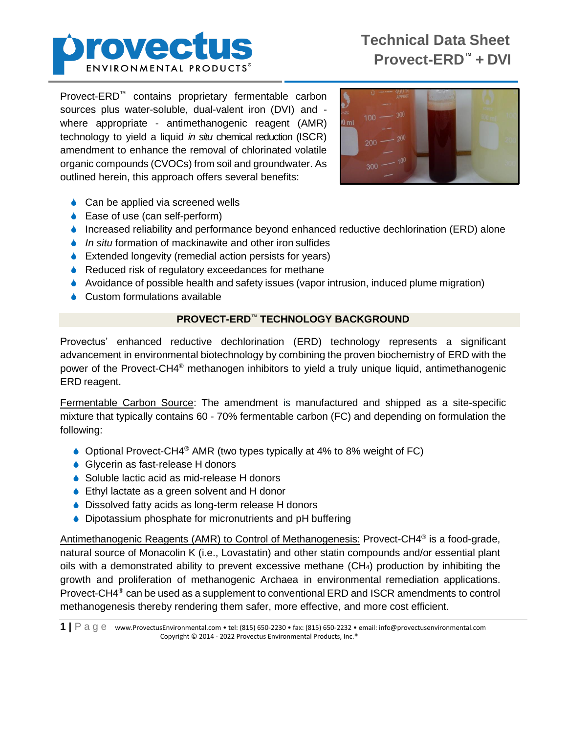# Technical Data Sheet
# Provect-ERD™ + DVI

Provect-ERD™ contains proprietary fermentable carbon sources plus water-soluble, dual-valent iron (DVI) and - where appropriate - antimethanogenic reagent (AMR) technology to yield a liquid *in situ* chemical reduction (ISCR) amendment to enhance the removal of chlorinated volatile organic compounds (CVOCs) from soil and groundwater. As outlined herein, this approach offers several benefits:

- Can be applied via screened wells
- Ease of use (can self-perform)
- Increased reliability and performance beyond enhanced reductive dechlorination (ERD) alone
- *In situ* formation of mackinawite and other iron sulfides
- Extended longevity (remedial action persists for years)
- Reduced risk of regulatory exceedances for methane
- Avoidance of possible health and safety issues (vapor intrusion, induced plume migration)
- Custom formulations available

## PROVECT-ERD™ TECHNOLOGY BACKGROUND

Provectus' enhanced reductive dechlorination (ERD) technology represents a significant advancement in environmental biotechnology by combining the proven biochemistry of ERD with the power of the Provect-CH4® methanogen inhibitors to yield a truly unique liquid, antimethanogenic ERD reagent.

Fermentable Carbon Source: The amendment is manufactured and shipped as a site-specific mixture that typically contains 60 - 70% fermentable carbon (FC) and depending on formulation the following:

- Optional Provect-CH4® AMR (two types typically at 4% to 8% weight of FC)
- Glycerin as fast-release H donors
- Soluble lactic acid as mid-release H donors
- Ethyl lactate as a green solvent and H donor
- Dissolved fatty acids as long-term release H donors
- Dipotassium phosphate for micronutrients and pH buffering

Antimethanogenic Reagents (AMR) to Control of Methanogenesis: Provect-CH4® is a food-grade, natural source of Monacolin K (i.e., Lovastatin) and other statin compounds and/or essential plant oils with a demonstrated ability to prevent excessive methane ($CH_4$) production by inhibiting the growth and proliferation of methanogenic Archaea in environmental remediation applications. Provect-CH4® can be used as a supplement to conventional ERD and ISCR amendments to control methanogenesis thereby rendering them safer, more effective, and more cost efficient.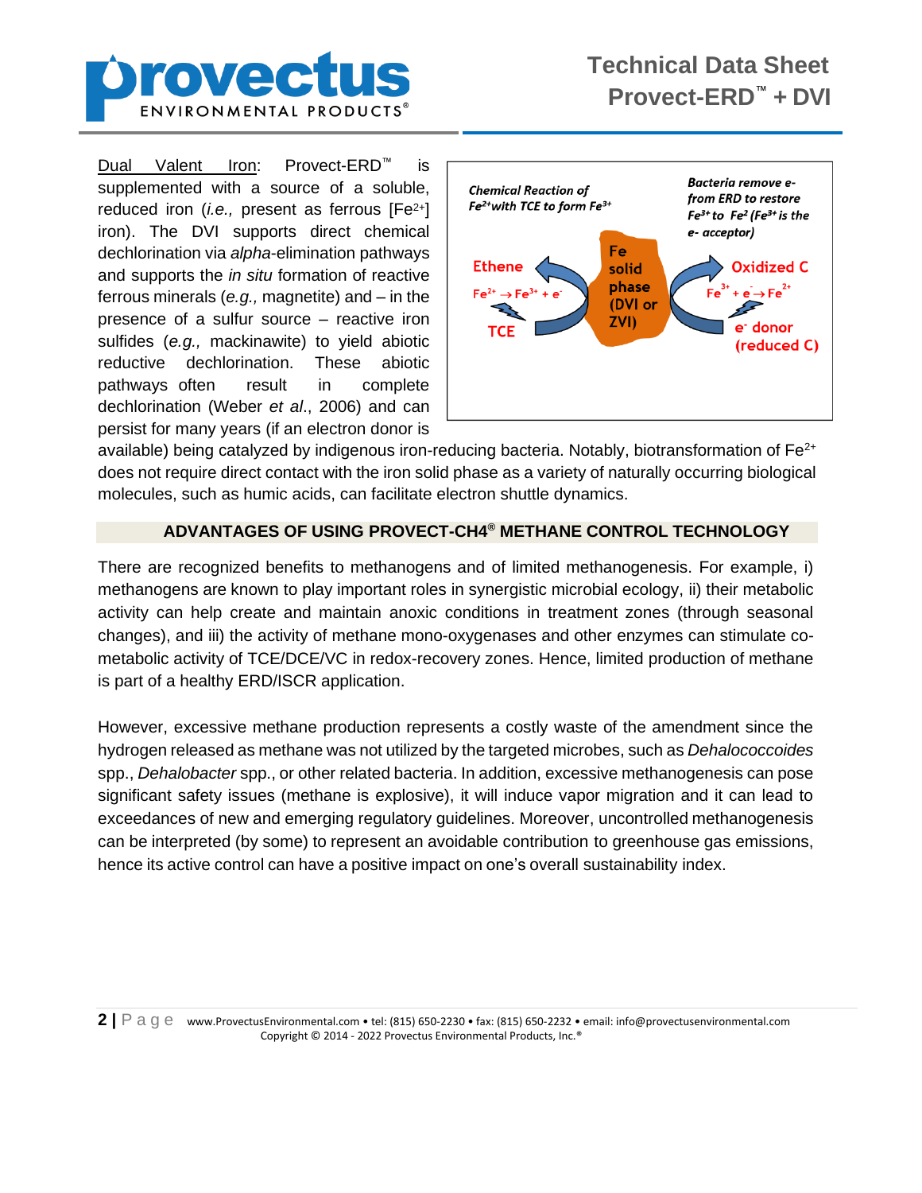Dual Valent Iron: Provect-ERD™ is supplemented with a source of a soluble, reduced iron (*i.e.,* present as ferrous [$Fe^{2+}$] iron). The DVI supports direct chemical dechlorination via *alpha*-elimination pathways and supports the *in situ* formation of reactive ferrous minerals (*e.g.,* magnetite) and – in the presence of a sulfur source – reactive iron sulfides (*e.g.,* mackinawite) to yield abiotic reductive dechlorination. These abiotic pathways often result in complete dechlorination (Weber *et al*., 2006) and can persist for many years (if an electron donor is available) being catalyzed by indigenous iron-reducing bacteria. Notably, biotransformation of $Fe^{2+}$ does not require direct contact with the iron solid phase as a variety of naturally occurring biological molecules, such as humic acids, can facilitate electron shuttle dynamics.

*Chemical Reaction of $Fe^{2+}$ with TCE to form $Fe^{3+}$*

*Bacteria remove e- from ERD to restore $Fe^{3+}$ to $Fe^{2}$ ($Fe^{3+}$ is the e- acceptor)*

Ethene

$Fe^{2+} \rightarrow Fe^{3+} + e^-$

TCE

Fe solid phase (DVI or ZVI)

Oxidized C

$Fe^{3+} + e^- \rightarrow Fe^{2+}$

$e^-$ donor (reduced C)

## ADVANTAGES OF USING PROVECT-CH4® METHANE CONTROL TECHNOLOGY

There are recognized benefits to methanogens and of limited methanogenesis. For example, i) methanogens are known to play important roles in synergistic microbial ecology, ii) their metabolic activity can help create and maintain anoxic conditions in treatment zones (through seasonal changes), and iii) the activity of methane mono-oxygenases and other enzymes can stimulate co-metabolic activity of TCE/DCE/VC in redox-recovery zones. Hence, limited production of methane is part of a healthy ERD/ISCR application.

However, excessive methane production represents a costly waste of the amendment since the hydrogen released as methane was not utilized by the targeted microbes, such as *Dehalococcoides* spp., *Dehalobacter* spp., or other related bacteria. In addition, excessive methanogenesis can pose significant safety issues (methane is explosive), it will induce vapor migration and it can lead to exceedances of new and emerging regulatory guidelines. Moreover, uncontrolled methanogenesis can be interpreted (by some) to represent an avoidable contribution to greenhouse gas emissions, hence its active control can have a positive impact on one's overall sustainability index.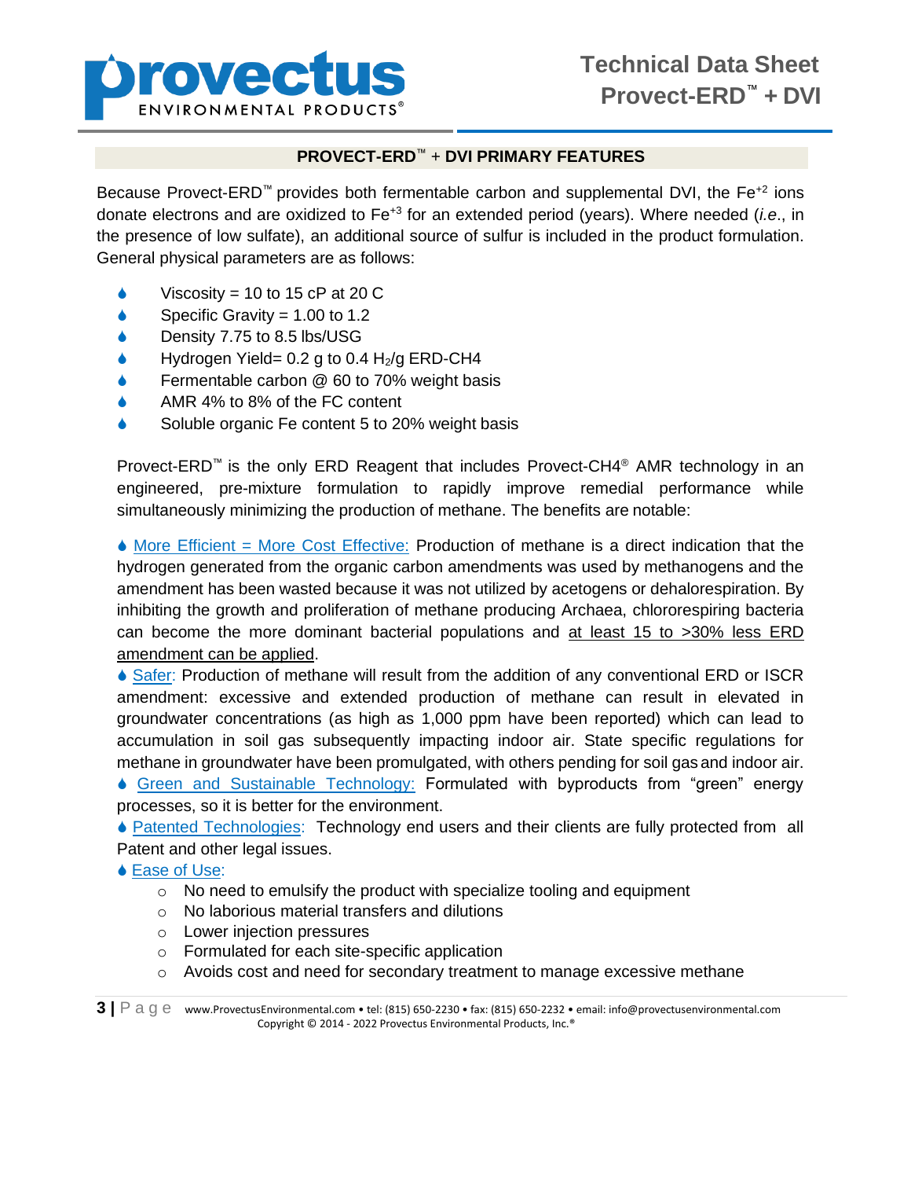## PROVECT-ERD™ + DVI PRIMARY FEATURES

Because Provect-ERD™ provides both fermentable carbon and supplemental DVI, the $Fe^{+2}$ ions donate electrons and are oxidized to $Fe^{+3}$ for an extended period (years). Where needed (*i.e.*, in the presence of low sulfate), an additional source of sulfur is included in the product formulation. General physical parameters are as follows:

- Viscosity = 10 to 15 cP at 20 C
- Specific Gravity = 1.00 to 1.2
- Density 7.75 to 8.5 lbs/USG
- Hydrogen Yield= 0.2 g to 0.4 $H_2$/g ERD-CH4
- Fermentable carbon @ 60 to 70% weight basis
- AMR 4% to 8% of the FC content
- Soluble organic Fe content 5 to 20% weight basis

Provect-ERD™ is the only ERD Reagent that includes Provect-CH4® AMR technology in an engineered, pre-mixture formulation to rapidly improve remedial performance while simultaneously minimizing the production of methane. The benefits are notable:

- More Efficient = More Cost Effective: Production of methane is a direct indication that the hydrogen generated from the organic carbon amendments was used by methanogens and the amendment has been wasted because it was not utilized by acetogens or dehalorespiration. By inhibiting the growth and proliferation of methane producing Archaea, chlororespiring bacteria can become the more dominant bacterial populations and at least 15 to >30% less ERD amendment can be applied.
- Safer: Production of methane will result from the addition of any conventional ERD or ISCR amendment: excessive and extended production of methane can result in elevated in groundwater concentrations (as high as 1,000 ppm have been reported) which can lead to accumulation in soil gas subsequently impacting indoor air. State specific regulations for methane in groundwater have been promulgated, with others pending for soil gas and indoor air.
- Green and Sustainable Technology: Formulated with byproducts from "green" energy processes, so it is better for the environment.
- Patented Technologies: Technology end users and their clients are fully protected from all Patent and other legal issues.
- Ease of Use:
  - No need to emulsify the product with specialize tooling and equipment
  - No laborious material transfers and dilutions
  - Lower injection pressures
  - Formulated for each site-specific application
  - Avoids cost and need for secondary treatment to manage excessive methane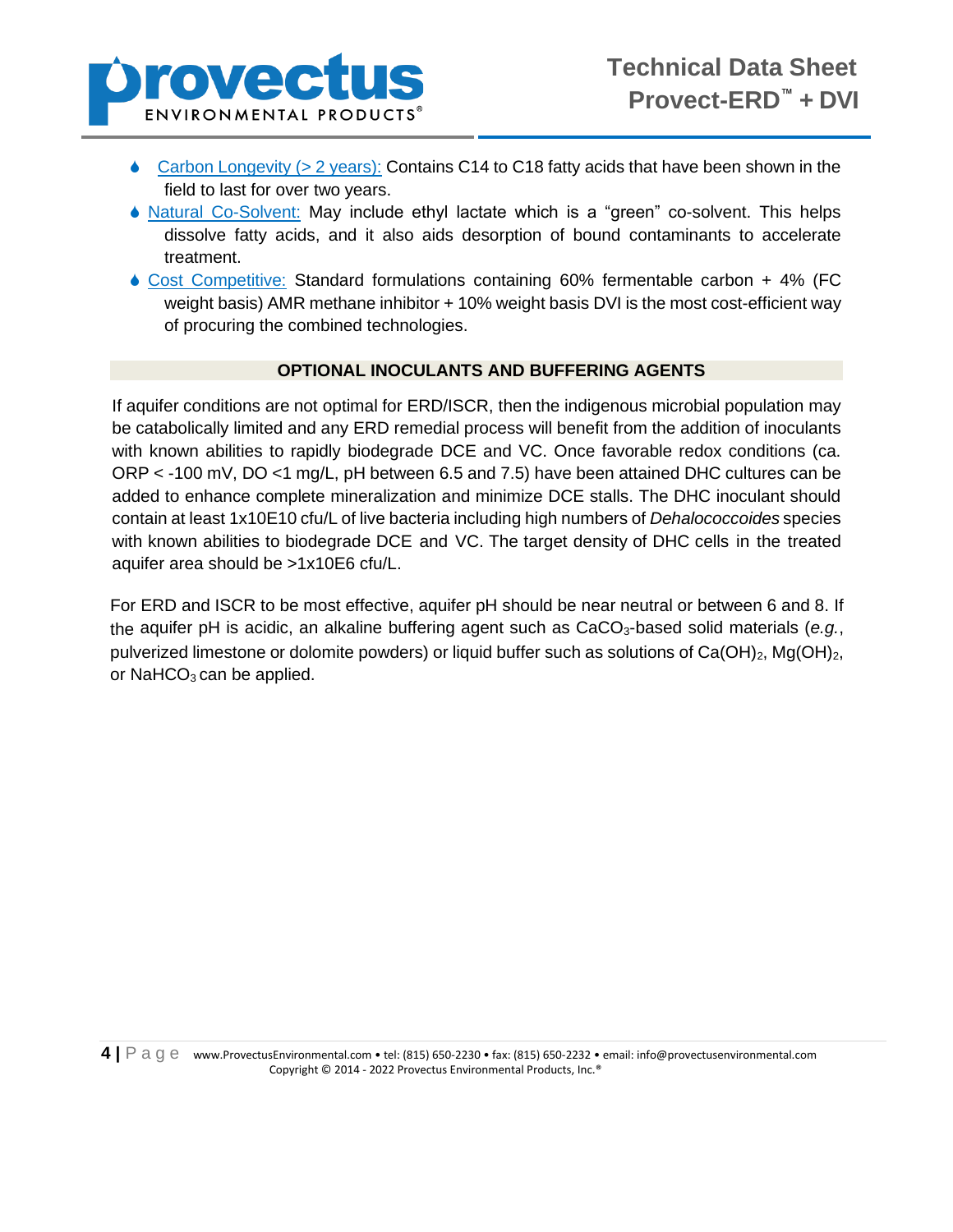- Carbon Longevity (> 2 years): Contains C14 to C18 fatty acids that have been shown in the field to last for over two years.
- Natural Co-Solvent: May include ethyl lactate which is a "green" co-solvent. This helps dissolve fatty acids, and it also aids desorption of bound contaminants to accelerate treatment.
- Cost Competitive: Standard formulations containing 60% fermentable carbon + 4% (FC weight basis) AMR methane inhibitor + 10% weight basis DVI is the most cost-efficient way of procuring the combined technologies.

## OPTIONAL INOCULANTS AND BUFFERING AGENTS

If aquifer conditions are not optimal for ERD/ISCR, then the indigenous microbial population may be catabolically limited and any ERD remedial process will benefit from the addition of inoculants with known abilities to rapidly biodegrade DCE and VC. Once favorable redox conditions (ca. ORP < -100 mV, DO <1 mg/L, pH between 6.5 and 7.5) have been attained DHC cultures can be added to enhance complete mineralization and minimize DCE stalls. The DHC inoculant should contain at least 1x10E10 cfu/L of live bacteria including high numbers of *Dehalococcoides* species with known abilities to biodegrade DCE and VC. The target density of DHC cells in the treated aquifer area should be >1x10E6 cfu/L.

For ERD and ISCR to be most effective, aquifer pH should be near neutral or between 6 and 8. If the aquifer pH is acidic, an alkaline buffering agent such as $CaCO_3$-based solid materials (*e.g.*, pulverized limestone or dolomite powders) or liquid buffer such as solutions of $Ca(OH)_2$, $Mg(OH)_2$, or $NaHCO_3$ can be applied.